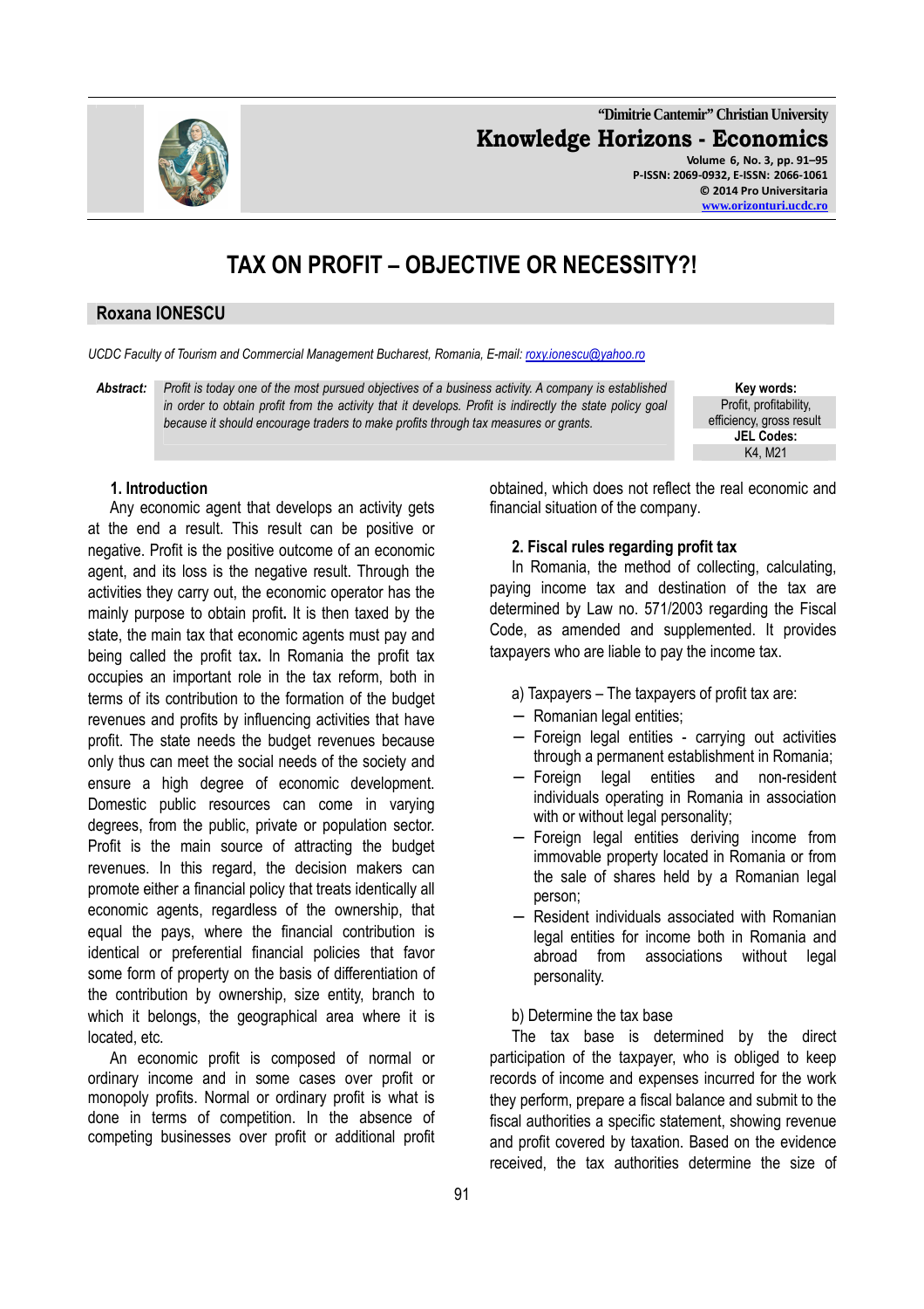# TAX ON PROFIT – OBJECTIVE OR NECESSITY?!

## Roxana IONESCU

*UCDC Faculty of Tourism and Commercial Management Bucharest, Romania, E-mail: roxy.ionescu@yahoo.ro*

***Abstract:*** *Profit is today one of the most pursued objectives of a business activity. A company is established in order to obtain profit from the activity that it develops. Profit is indirectly the state policy goal because it should encourage traders to make profits through tax measures or grants.*

**Key words:** Profit, profitability, efficiency, gross result

**JEL Codes:** K4, M21

### 1. Introduction

Any economic agent that develops an activity gets at the end a result. This result can be positive or negative. Profit is the positive outcome of an economic agent, and its loss is the negative result. Through the activities they carry out, the economic operator has the mainly purpose to obtain profit**.** It is then taxed by the state, the main tax that economic agents must pay and being called the profit tax**.** In Romania the profit tax occupies an important role in the tax reform, both in terms of its contribution to the formation of the budget revenues and profits by influencing activities that have profit. The state needs the budget revenues because only thus can meet the social needs of the society and ensure a high degree of economic development. Domestic public resources can come in varying degrees, from the public, private or population sector. Profit is the main source of attracting the budget revenues. In this regard, the decision makers can promote either a financial policy that treats identically all economic agents, regardless of the ownership, that equal the pays, where the financial contribution is identical or preferential financial policies that favor some form of property on the basis of differentiation of the contribution by ownership, size entity, branch to which it belongs, the geographical area where it is located, etc.

An economic profit is composed of normal or ordinary income and in some cases over profit or monopoly profits. Normal or ordinary profit is what is done in terms of competition. In the absence of competing businesses over profit or additional profit obtained, which does not reflect the real economic and financial situation of the company.

### 2. Fiscal rules regarding profit tax

In Romania, the method of collecting, calculating, paying income tax and destination of the tax are determined by Law no. 571/2003 regarding the Fiscal Code, as amended and supplemented. It provides taxpayers who are liable to pay the income tax.

a) Taxpayers – The taxpayers of profit tax are:

- Romanian legal entities;
- Foreign legal entities - carrying out activities through a permanent establishment in Romania;
- Foreign legal entities and non-resident individuals operating in Romania in association with or without legal personality;
- Foreign legal entities deriving income from immovable property located in Romania or from the sale of shares held by a Romanian legal person;
- Resident individuals associated with Romanian legal entities for income both in Romania and abroad from associations without legal personality.

b) Determine the tax base

The tax base is determined by the direct participation of the taxpayer, who is obliged to keep records of income and expenses incurred for the work they perform, prepare a fiscal balance and submit to the fiscal authorities a specific statement, showing revenue and profit covered by taxation. Based on the evidence received, the tax authorities determine the size of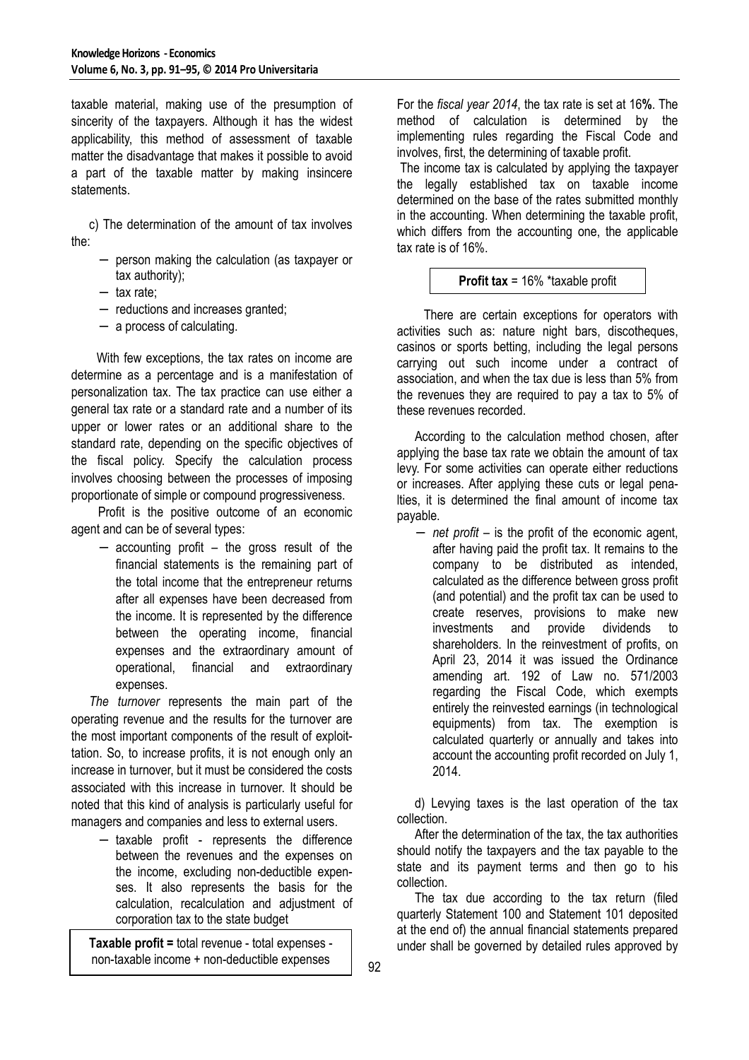taxable material, making use of the presumption of sincerity of the taxpayers. Although it has the widest applicability, this method of assessment of taxable matter the disadvantage that makes it possible to avoid a part of the taxable matter by making insincere statements.

c) The determination of the amount of tax involves the:

- person making the calculation (as taxpayer or tax authority);
- tax rate;
- reductions and increases granted;
- a process of calculating.

With few exceptions, the tax rates on income are determine as a percentage and is a manifestation of personalization tax. The tax practice can use either a general tax rate or a standard rate and a number of its upper or lower rates or an additional share to the standard rate, depending on the specific objectives of the fiscal policy. Specify the calculation process involves choosing between the processes of imposing proportionate of simple or compound progressiveness.

Profit is the positive outcome of an economic agent and can be of several types:

- accounting profit – the gross result of the financial statements is the remaining part of the total income that the entrepreneur returns after all expenses have been decreased from the income. It is represented by the difference between the operating income, financial expenses and the extraordinary amount of operational, financial and extraordinary expenses.

*The turnover* represents the main part of the operating revenue and the results for the turnover are the most important components of the result of exploitation. So, to increase profits, it is not enough only an increase in turnover, but it must be considered the costs associated with this increase in turnover. It should be noted that this kind of analysis is particularly useful for managers and companies and less to external users.

- taxable profit - represents the difference between the revenues and the expenses on the income, excluding non-deductible expenses. It also represents the basis for the calculation, recalculation and adjustment of corporation tax to the state budget

**Taxable profit =** total revenue - total expenses - non-taxable income + non-deductible expenses

For the *fiscal year 2014*, the tax rate is set at 16**%**. The method of calculation is determined by the implementing rules regarding the Fiscal Code and involves, first, the determining of taxable profit.

The income tax is calculated by applying the taxpayer the legally established tax on taxable income determined on the base of the rates submitted monthly in the accounting. When determining the taxable profit, which differs from the accounting one, the applicable tax rate is of 16%.

**Profit tax** = 16% *taxable profit

There are certain exceptions for operators with activities such as: nature night bars, discotheques, casinos or sports betting, including the legal persons carrying out such income under a contract of association, and when the tax due is less than 5% from the revenues they are required to pay a tax to 5% of these revenues recorded.

According to the calculation method chosen, after applying the base tax rate we obtain the amount of tax levy. For some activities can operate either reductions or increases. After applying these cuts or legal penalties, it is determined the final amount of income tax payable.

- *net profit* – is the profit of the economic agent, after having paid the profit tax. It remains to the company to be distributed as intended, calculated as the difference between gross profit (and potential) and the profit tax can be used to create reserves, provisions to make new investments and provide dividends to shareholders. In the reinvestment of profits, on April 23, 2014 it was issued the Ordinance amending art. 192 of Law no. 571/2003 regarding the Fiscal Code, which exempts entirely the reinvested earnings (in technological equipments) from tax. The exemption is calculated quarterly or annually and takes into account the accounting profit recorded on July 1, 2014.

d) Levying taxes is the last operation of the tax collection.

After the determination of the tax, the tax authorities should notify the taxpayers and the tax payable to the state and its payment terms and then go to his collection.

The tax due according to the tax return (filed quarterly Statement 100 and Statement 101 deposited at the end of) the annual financial statements prepared under shall be governed by detailed rules approved by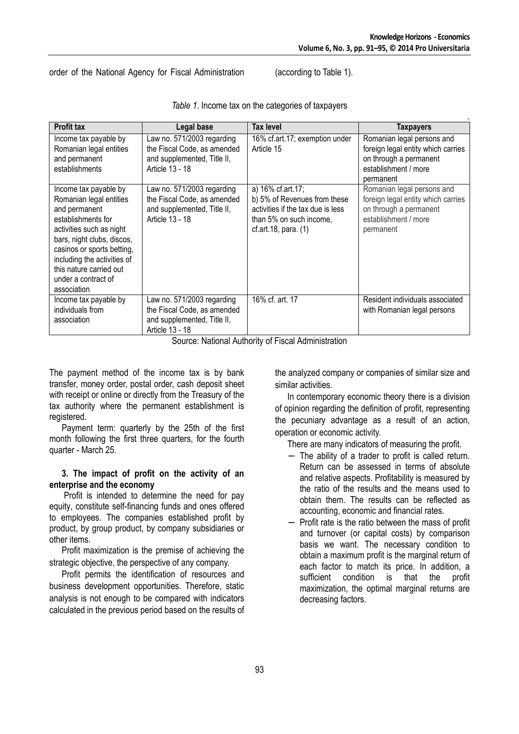order of the National Agency for Fiscal Administration (according to Table 1).

*Table 1*. Income tax on the categories of taxpayers

| Profit tax | Legal base | Tax level | Taxpayers |
|---|---|---|---|
| Income tax payable by Romanian legal entities and permanent establishments | Law no. 571/2003 regarding the Fiscal Code, as amended and supplemented, Title II, Article 13 - 18 | 16% cf.art.17; exemption under Article 15 | Romanian legal persons and foreign legal entity which carries on through a permanent establishment / more permanent |
| Income tax payable by Romanian legal entities and permanent establishments for activities such as night bars, night clubs, discos, casinos or sports betting, including the activities of this nature carried out under a contract of association | Law no. 571/2003 regarding the Fiscal Code, as amended and supplemented, Title II, Article 13 - 18 | a) 16% cf.art.17; b) 5% of Revenues from these activities if the tax due is less than 5% on such income, cf.art.18, para. (1) | Romanian legal persons and foreign legal entity which carries on through a permanent establishment / more permanent |
| Income tax payable by individuals from association | Law no. 571/2003 regarding the Fiscal Code, as amended and supplemented, Title II, Article 13 - 18 | 16% cf. art. 17 | Resident individuals associated with Romanian legal persons |

Source: National Authority of Fiscal Administration

The payment method of the income tax is by bank transfer, money order, postal order, cash deposit sheet with receipt or online or directly from the Treasury of the tax authority where the permanent establishment is registered.

Payment term: quarterly by the 25th of the first month following the first three quarters, for the fourth quarter - March 25.

### 3. The impact of profit on the activity of an enterprise and the economy

Profit is intended to determine the need for pay equity, constitute self-financing funds and ones offered to employees. The companies established profit by product, by group product, by company subsidiaries or other items.

Profit maximization is the premise of achieving the strategic objective, the perspective of any company.

Profit permits the identification of resources and business development opportunities. Therefore, static analysis is not enough to be compared with indicators calculated in the previous period based on the results of the analyzed company or companies of similar size and similar activities.

In contemporary economic theory there is a division of opinion regarding the definition of profit, representing the pecuniary advantage as a result of an action, operation or economic activity.

There are many indicators of measuring the profit.

- The ability of a trader to profit is called return. Return can be assessed in terms of absolute and relative aspects. Profitability is measured by the ratio of the results and the means used to obtain them. The results can be reflected as accounting, economic and financial rates.
- Profit rate is the ratio between the mass of profit and turnover (or capital costs) by comparison basis we want. The necessary condition to obtain a maximum profit is the marginal return of each factor to match its price. In addition, a sufficient condition is that the profit maximization, the optimal marginal returns are decreasing factors.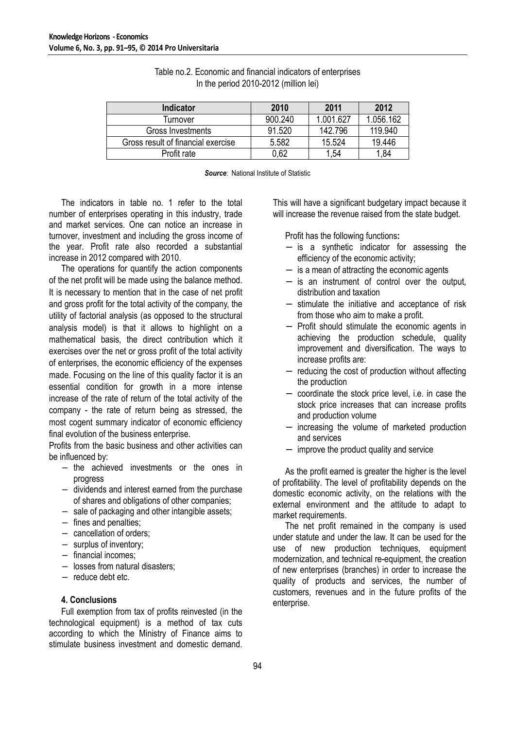Table no.2. Economic and financial indicators of enterprises
In the period 2010-2012 (million lei)

| Indicator | 2010 | 2011 | 2012 |
|---|---|---|---|
| Turnover | 900.240 | 1.001.627 | 1.056.162 |
| Gross Investments | 91.520 | 142.796 | 119.940 |
| Gross result of financial exercise | 5.582 | 15.524 | 19.446 |
| Profit rate | 0,62 | 1,54 | 1,84 |

***Source***: National Institute of Statistic

The indicators in table no. 1 refer to the total number of enterprises operating in this industry, trade and market services. One can notice an increase in turnover, investment and including the gross income of the year. Profit rate also recorded a substantial increase in 2012 compared with 2010.

The operations for quantify the action components of the net profit will be made using the balance method. It is necessary to mention that in the case of net profit and gross profit for the total activity of the company, the utility of factorial analysis (as opposed to the structural analysis model) is that it allows to highlight on a mathematical basis, the direct contribution which it exercises over the net or gross profit of the total activity of enterprises, the economic efficiency of the expenses made. Focusing on the line of this quality factor it is an essential condition for growth in a more intense increase of the rate of return of the total activity of the company - the rate of return being as stressed, the most cogent summary indicator of economic efficiency final evolution of the business enterprise.

Profits from the basic business and other activities can be influenced by:

- the achieved investments or the ones in progress
- dividends and interest earned from the purchase of shares and obligations of other companies;
- sale of packaging and other intangible assets;
- fines and penalties;
- cancellation of orders;
- surplus of inventory;
- financial incomes;
- losses from natural disasters;
- reduce debt etc.

### 4. Conclusions

Full exemption from tax of profits reinvested (in the technological equipment) is a method of tax cuts according to which the Ministry of Finance aims to stimulate business investment and domestic demand. This will have a significant budgetary impact because it will increase the revenue raised from the state budget.

Profit has the following functions**:**

- is a synthetic indicator for assessing the efficiency of the economic activity;
- is a mean of attracting the economic agents
- is an instrument of control over the output, distribution and taxation
- stimulate the initiative and acceptance of risk from those who aim to make a profit.
- Profit should stimulate the economic agents in achieving the production schedule, quality improvement and diversification. The ways to increase profits are:
- reducing the cost of production without affecting the production
- coordinate the stock price level, i.e. in case the stock price increases that can increase profits and production volume
- increasing the volume of marketed production and services
- improve the product quality and service

As the profit earned is greater the higher is the level of profitability. The level of profitability depends on the domestic economic activity, on the relations with the external environment and the attitude to adapt to market requirements.

The net profit remained in the company is used under statute and under the law. It can be used for the use of new production techniques, equipment modernization, and technical re-equipment, the creation of new enterprises (branches) in order to increase the quality of products and services, the number of customers, revenues and in the future profits of the enterprise.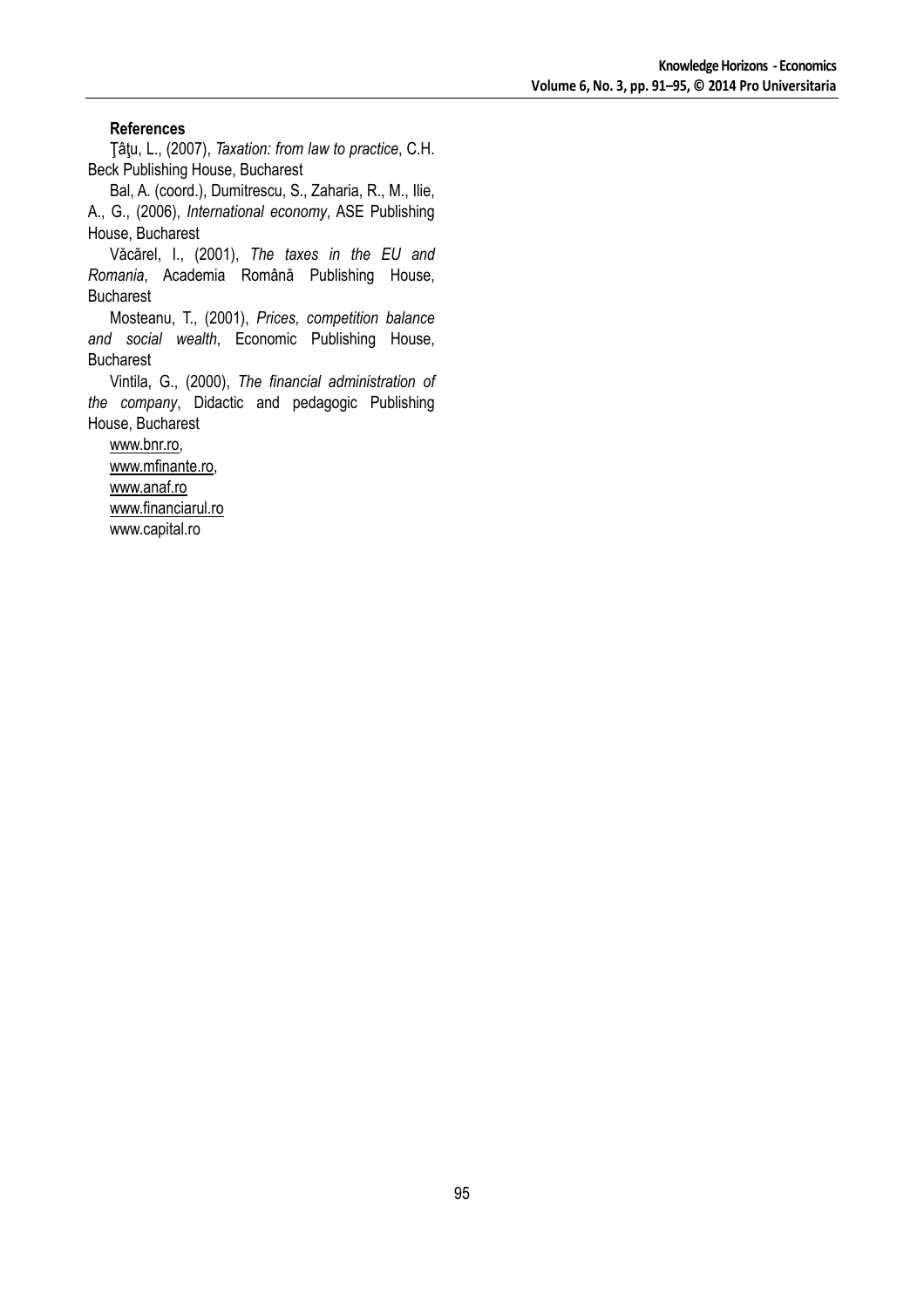**References**

Ţâţu, L., (2007), *Taxation: from law to practice*, C.H. Beck Publishing House, Bucharest

Bal, A. (coord.), Dumitrescu, S., Zaharia, R., M., Ilie, A., G., (2006), *International economy*, ASE Publishing House, Bucharest

Văcărel, I., (2001), *The taxes in the EU and Romania*, Academia Română Publishing House, Bucharest

Mosteanu, T., (2001), *Prices, competition balance and social wealth*, Economic Publishing House, Bucharest

Vintila, G., (2000), *The financial administration of the company*, Didactic and pedagogic Publishing House, Bucharest

www.bnr.ro,

www.mfinante.ro,

www.anaf.ro

www.financiarul.ro

www.capital.ro